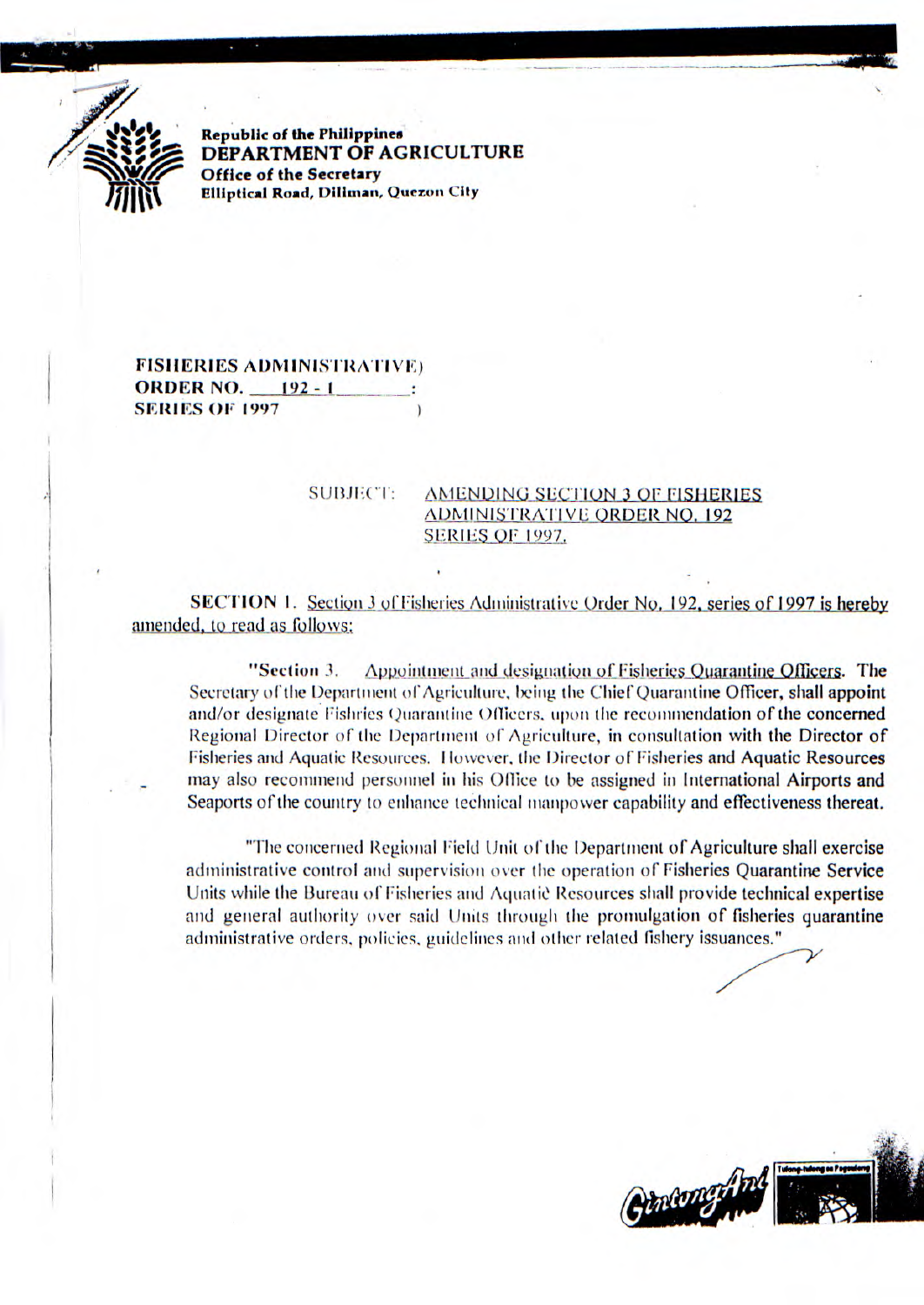**Republic of the Philippines**
**DEPARTMENT OF AGRICULTURE**
**Office of the Secretary**
**Elliptical Road, Diliman, Quezon City**

**FISHERIES ADMINISTRATIVE)**
**ORDER NO. 192 - 1 :**
**SERIES OF 1997 )**

SUBJECT: AMENDING SECTION 3 OF FISHERIES ADMINISTRATIVE ORDER NO. 192 SERIES OF 1997.

**SECTION 1.** Section 3 of Fisheries Administrative Order No. 192, series of 1997 is hereby amended, to read as follows:

> "**Section 3.** Appointment and designation of Fisheries Quarantine Officers. The Secretary of the Department of Agriculture, being the Chief Quarantine Officer, shall appoint and/or designate Fishries Quarantine Officers, upon the recommendation of the concerned Regional Director of the Department of Agriculture, in consultation with the Director of Fisheries and Aquatic Resources. However, the Director of Fisheries and Aquatic Resources may also recommend personnel in his Office to be assigned in International Airports and Seaports of the country to enhance technical manpower capability and effectiveness thereat.
>
> "The concerned Regional Field Unit of the Department of Agriculture shall exercise administrative control and supervision over the operation of Fisheries Quarantine Service Units while the Bureau of Fisheries and Aquatic Resources shall provide technical expertise and general authority over said Units through the promulgation of fisheries quarantine administrative orders, policies, guidelines and other related fishery issuances."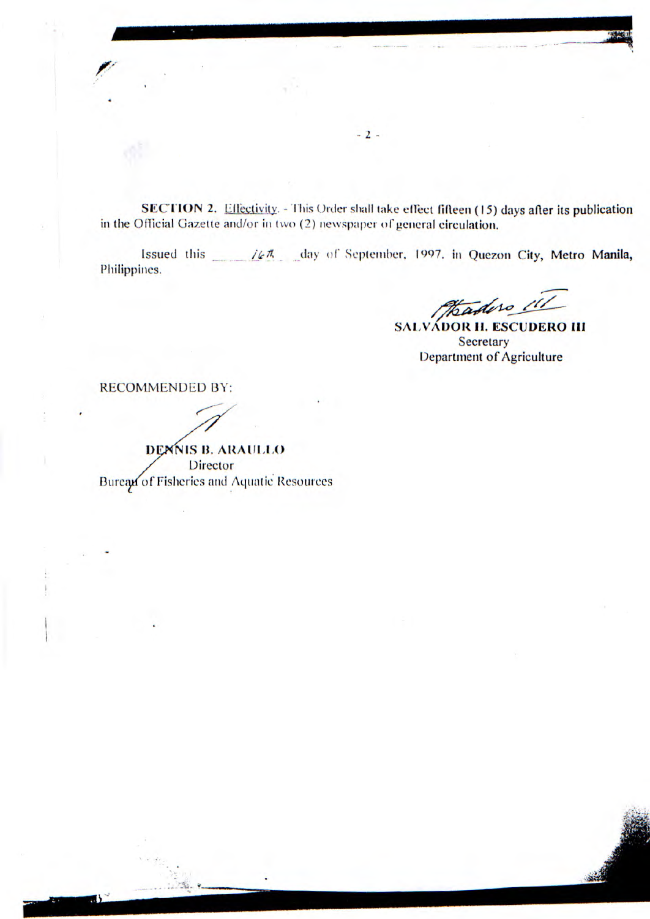**SECTION 2.** Effectivity. - This Order shall take effect fifteen (15) days after its publication in the Official Gazette and/or in two (2) newspaper of general circulation.

Issued this ___16th___ day of September, 1997, in Quezon City, Metro Manila, Philippines.

**SALVADOR H. ESCUDERO III**
Secretary
Department of Agriculture

RECOMMENDED BY:

**DENNIS B. ARAULLO**
Director
Bureau of Fisheries and Aquatic Resources